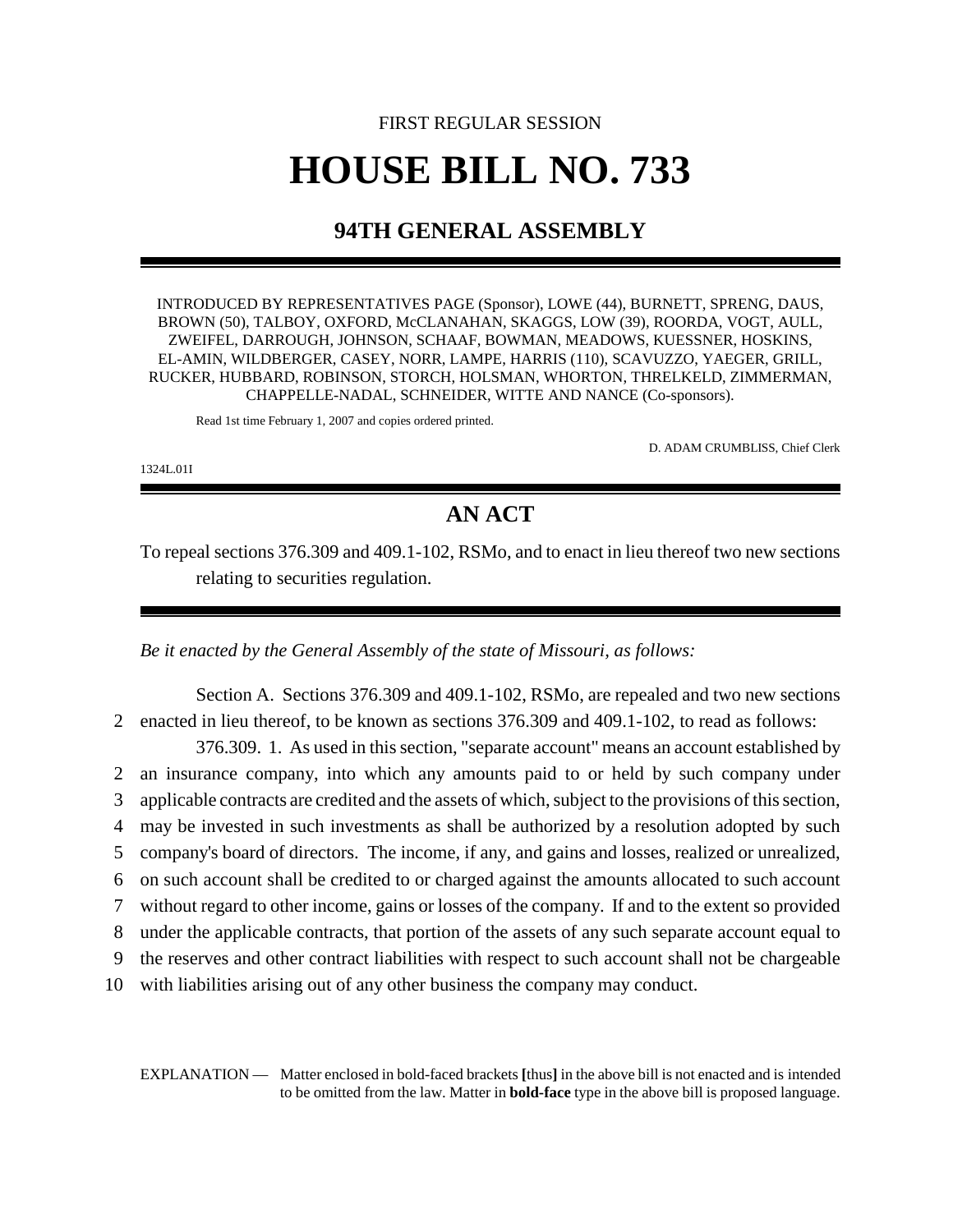FIRST REGULAR SESSION

# HOUSE BILL NO. 733

## 94TH GENERAL ASSEMBLY

INTRODUCED BY REPRESENTATIVES PAGE (Sponsor), LOWE (44), BURNETT, SPRENG, DAUS, BROWN (50), TALBOY, OXFORD, McCLANAHAN, SKAGGS, LOW (39), ROORDA, VOGT, AULL, ZWEIFEL, DARROUGH, JOHNSON, SCHAAF, BOWMAN, MEADOWS, KUESSNER, HOSKINS, EL-AMIN, WILDBERGER, CASEY, NORR, LAMPE, HARRIS (110), SCAVUZZO, YAEGER, GRILL, RUCKER, HUBBARD, ROBINSON, STORCH, HOLSMAN, WHORTON, THRELKELD, ZIMMERMAN, CHAPPELLE-NADAL, SCHNEIDER, WITTE AND NANCE (Co-sponsors).

Read 1st time February 1, 2007 and copies ordered printed.

D. ADAM CRUMBLISS, Chief Clerk

1324L.01I

## AN ACT

To repeal sections 376.309 and 409.1-102, RSMo, and to enact in lieu thereof two new sections relating to securities regulation.

*Be it enacted by the General Assembly of the state of Missouri, as follows:*

Section A. Sections 376.309 and 409.1-102, RSMo, are repealed and two new sections
2 enacted in lieu thereof, to be known as sections 376.309 and 409.1-102, to read as follows:

376.309. 1. As used in this section, "separate account" means an account established by
2 an insurance company, into which any amounts paid to or held by such company under
3 applicable contracts are credited and the assets of which, subject to the provisions of this section,
4 may be invested in such investments as shall be authorized by a resolution adopted by such
5 company's board of directors. The income, if any, and gains and losses, realized or unrealized,
6 on such account shall be credited to or charged against the amounts allocated to such account
7 without regard to other income, gains or losses of the company. If and to the extent so provided
8 under the applicable contracts, that portion of the assets of any such separate account equal to
9 the reserves and other contract liabilities with respect to such account shall not be chargeable
10 with liabilities arising out of any other business the company may conduct.

EXPLANATION — Matter enclosed in bold-faced brackets **[**thus**]** in the above bill is not enacted and is intended to be omitted from the law. Matter in **bold-face** type in the above bill is proposed language.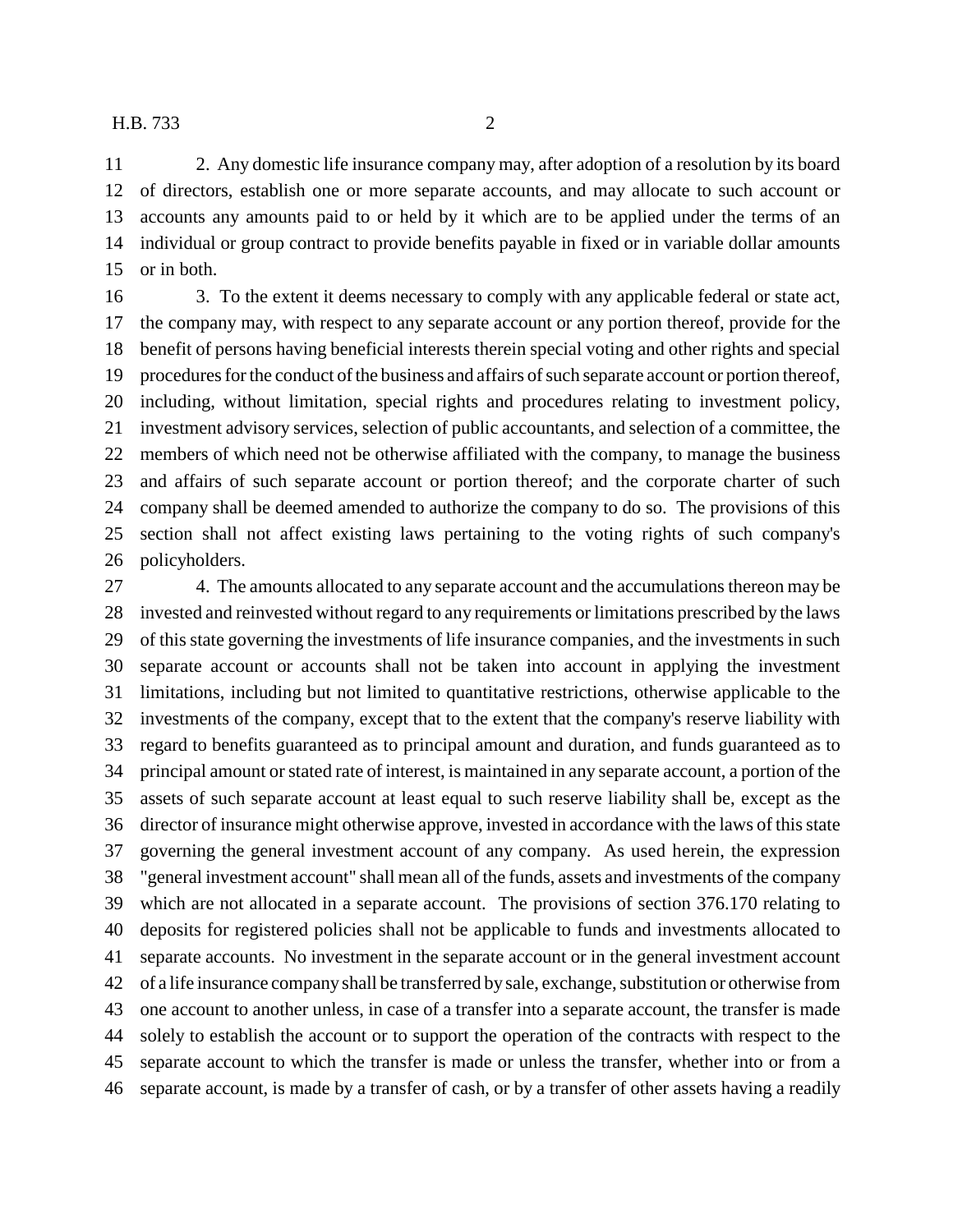2. Any domestic life insurance company may, after adoption of a resolution by its board of directors, establish one or more separate accounts, and may allocate to such account or accounts any amounts paid to or held by it which are to be applied under the terms of an individual or group contract to provide benefits payable in fixed or in variable dollar amounts or in both.

3. To the extent it deems necessary to comply with any applicable federal or state act, the company may, with respect to any separate account or any portion thereof, provide for the benefit of persons having beneficial interests therein special voting and other rights and special procedures for the conduct of the business and affairs of such separate account or portion thereof, including, without limitation, special rights and procedures relating to investment policy, investment advisory services, selection of public accountants, and selection of a committee, the members of which need not be otherwise affiliated with the company, to manage the business and affairs of such separate account or portion thereof; and the corporate charter of such company shall be deemed amended to authorize the company to do so. The provisions of this section shall not affect existing laws pertaining to the voting rights of such company's policyholders.

4. The amounts allocated to any separate account and the accumulations thereon may be invested and reinvested without regard to any requirements or limitations prescribed by the laws of this state governing the investments of life insurance companies, and the investments in such separate account or accounts shall not be taken into account in applying the investment limitations, including but not limited to quantitative restrictions, otherwise applicable to the investments of the company, except that to the extent that the company's reserve liability with regard to benefits guaranteed as to principal amount and duration, and funds guaranteed as to principal amount or stated rate of interest, is maintained in any separate account, a portion of the assets of such separate account at least equal to such reserve liability shall be, except as the director of insurance might otherwise approve, invested in accordance with the laws of this state governing the general investment account of any company. As used herein, the expression "general investment account" shall mean all of the funds, assets and investments of the company which are not allocated in a separate account. The provisions of section 376.170 relating to deposits for registered policies shall not be applicable to funds and investments allocated to separate accounts. No investment in the separate account or in the general investment account of a life insurance company shall be transferred by sale, exchange, substitution or otherwise from one account to another unless, in case of a transfer into a separate account, the transfer is made solely to establish the account or to support the operation of the contracts with respect to the separate account to which the transfer is made or unless the transfer, whether into or from a separate account, is made by a transfer of cash, or by a transfer of other assets having a readily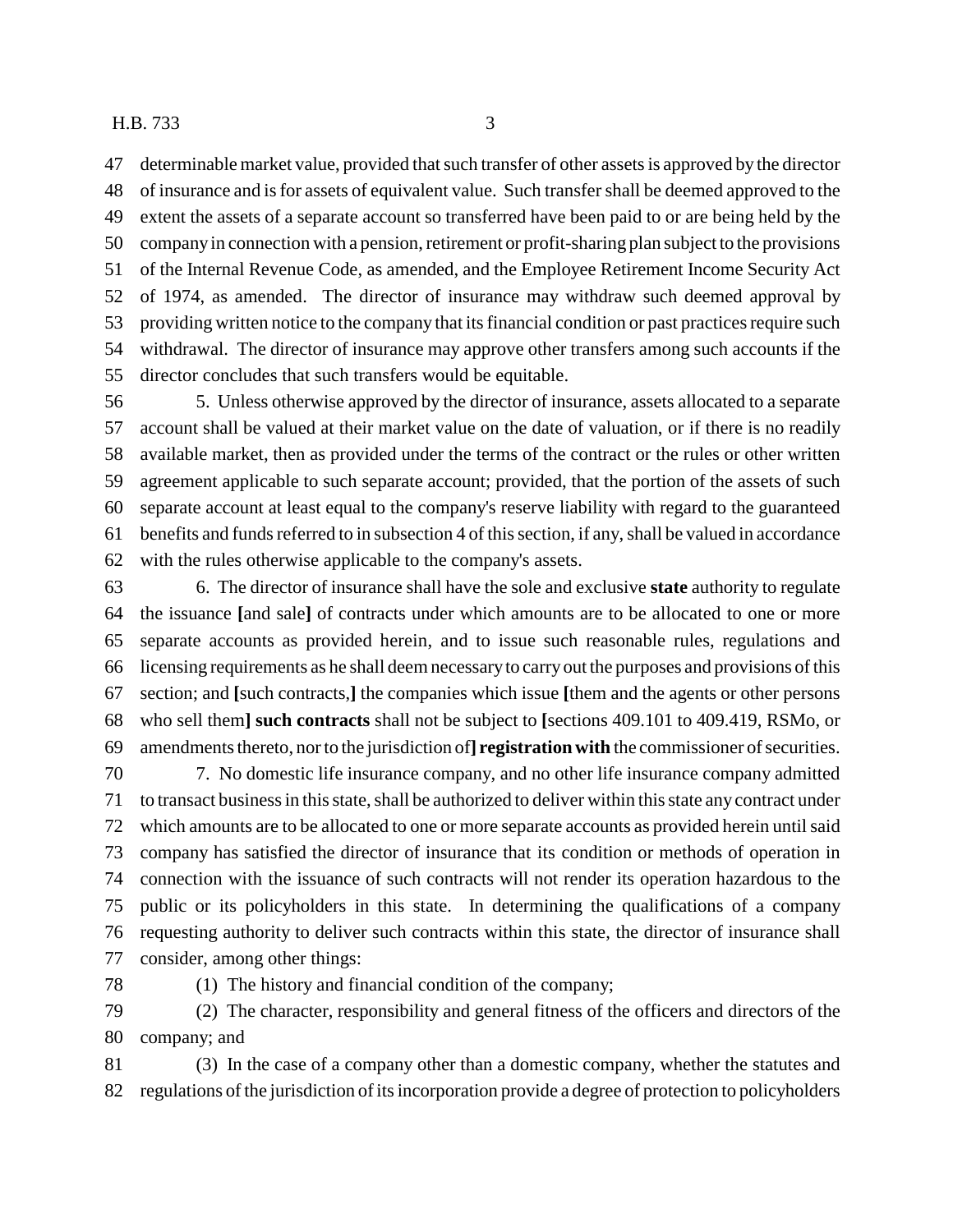determinable market value, provided that such transfer of other assets is approved by the director of insurance and is for assets of equivalent value. Such transfer shall be deemed approved to the extent the assets of a separate account so transferred have been paid to or are being held by the company in connection with a pension, retirement or profit-sharing plan subject to the provisions of the Internal Revenue Code, as amended, and the Employee Retirement Income Security Act of 1974, as amended. The director of insurance may withdraw such deemed approval by providing written notice to the company that its financial condition or past practices require such withdrawal. The director of insurance may approve other transfers among such accounts if the director concludes that such transfers would be equitable.

5. Unless otherwise approved by the director of insurance, assets allocated to a separate account shall be valued at their market value on the date of valuation, or if there is no readily available market, then as provided under the terms of the contract or the rules or other written agreement applicable to such separate account; provided, that the portion of the assets of such separate account at least equal to the company's reserve liability with regard to the guaranteed benefits and funds referred to in subsection 4 of this section, if any, shall be valued in accordance with the rules otherwise applicable to the company's assets.

6. The director of insurance shall have the sole and exclusive **state** authority to regulate the issuance **[**and sale**]** of contracts under which amounts are to be allocated to one or more separate accounts as provided herein, and to issue such reasonable rules, regulations and licensing requirements as he shall deem necessary to carry out the purposes and provisions of this section; and **[**such contracts,**]** the companies which issue **[**them and the agents or other persons who sell them**] such contracts** shall not be subject to **[**sections 409.101 to 409.419, RSMo, or amendments thereto, nor to the jurisdiction of**] registration with** the commissioner of securities.

7. No domestic life insurance company, and no other life insurance company admitted to transact business in this state, shall be authorized to deliver within this state any contract under which amounts are to be allocated to one or more separate accounts as provided herein until said company has satisfied the director of insurance that its condition or methods of operation in connection with the issuance of such contracts will not render its operation hazardous to the public or its policyholders in this state. In determining the qualifications of a company requesting authority to deliver such contracts within this state, the director of insurance shall consider, among other things:

(1) The history and financial condition of the company;

(2) The character, responsibility and general fitness of the officers and directors of the company; and

(3) In the case of a company other than a domestic company, whether the statutes and regulations of the jurisdiction of its incorporation provide a degree of protection to policyholders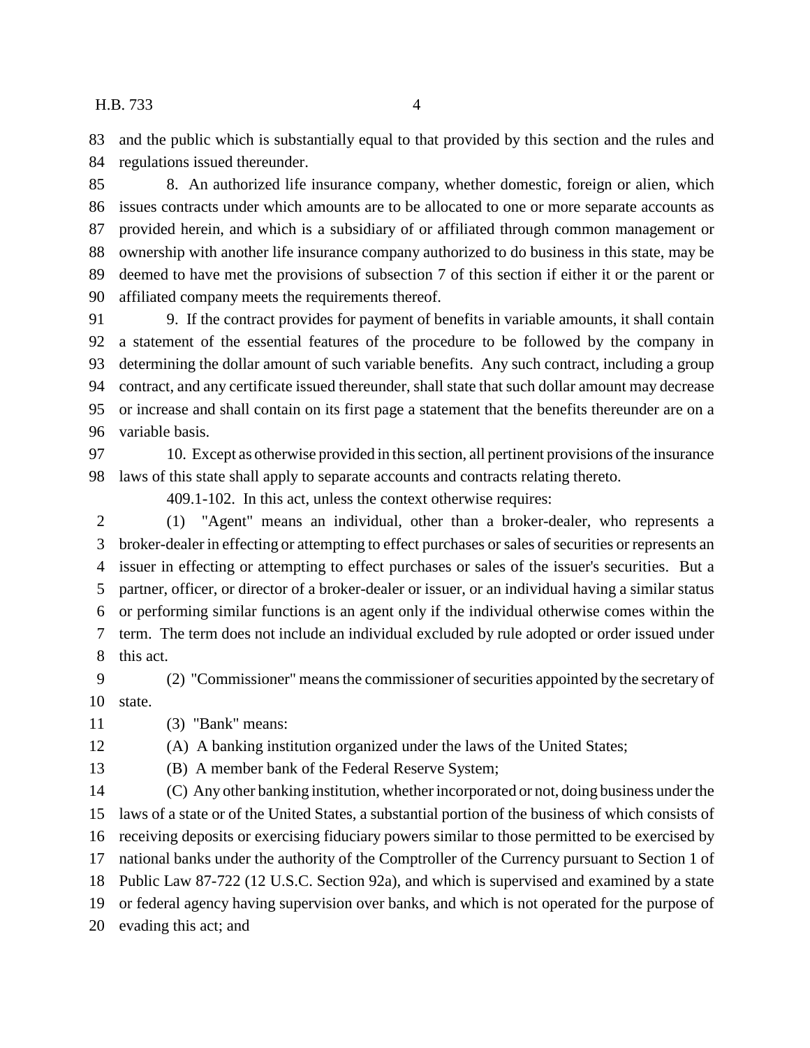and the public which is substantially equal to that provided by this section and the rules and regulations issued thereunder.

8. An authorized life insurance company, whether domestic, foreign or alien, which issues contracts under which amounts are to be allocated to one or more separate accounts as provided herein, and which is a subsidiary of or affiliated through common management or ownership with another life insurance company authorized to do business in this state, may be deemed to have met the provisions of subsection 7 of this section if either it or the parent or affiliated company meets the requirements thereof.

9. If the contract provides for payment of benefits in variable amounts, it shall contain a statement of the essential features of the procedure to be followed by the company in determining the dollar amount of such variable benefits. Any such contract, including a group contract, and any certificate issued thereunder, shall state that such dollar amount may decrease or increase and shall contain on its first page a statement that the benefits thereunder are on a variable basis.

10. Except as otherwise provided in this section, all pertinent provisions of the insurance laws of this state shall apply to separate accounts and contracts relating thereto.

409.1-102. In this act, unless the context otherwise requires:

(1) "Agent" means an individual, other than a broker-dealer, who represents a broker-dealer in effecting or attempting to effect purchases or sales of securities or represents an issuer in effecting or attempting to effect purchases or sales of the issuer's securities. But a partner, officer, or director of a broker-dealer or issuer, or an individual having a similar status or performing similar functions is an agent only if the individual otherwise comes within the term. The term does not include an individual excluded by rule adopted or order issued under this act.

(2) "Commissioner" means the commissioner of securities appointed by the secretary of state.

(3) "Bank" means:

(A) A banking institution organized under the laws of the United States;

(B) A member bank of the Federal Reserve System;

(C) Any other banking institution, whether incorporated or not, doing business under the laws of a state or of the United States, a substantial portion of the business of which consists of receiving deposits or exercising fiduciary powers similar to those permitted to be exercised by national banks under the authority of the Comptroller of the Currency pursuant to Section 1 of Public Law 87-722 (12 U.S.C. Section 92a), and which is supervised and examined by a state or federal agency having supervision over banks, and which is not operated for the purpose of evading this act; and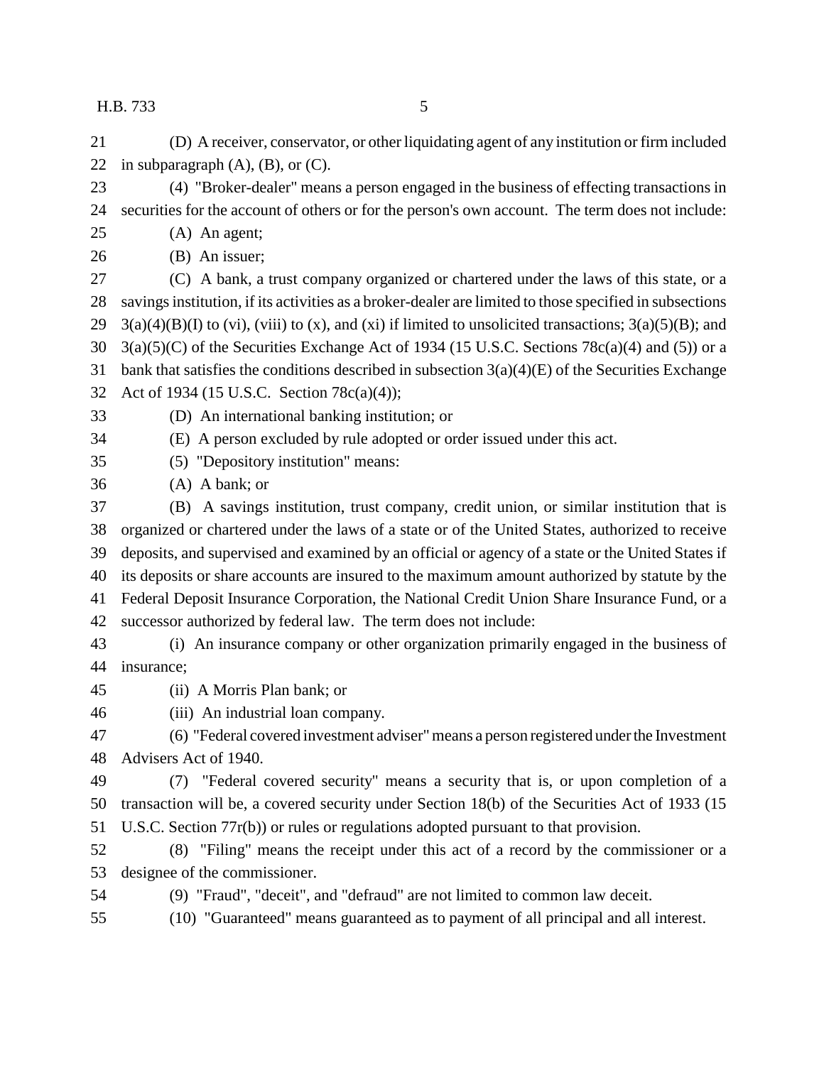(D) A receiver, conservator, or other liquidating agent of any institution or firm included in subparagraph (A), (B), or (C).

(4) "Broker-dealer" means a person engaged in the business of effecting transactions in securities for the account of others or for the person's own account. The term does not include:

(A) An agent;

(B) An issuer;

(C) A bank, a trust company organized or chartered under the laws of this state, or a savings institution, if its activities as a broker-dealer are limited to those specified in subsections 3(a)(4)(B)(I) to (vi), (viii) to (x), and (xi) if limited to unsolicited transactions; 3(a)(5)(B); and 3(a)(5)(C) of the Securities Exchange Act of 1934 (15 U.S.C. Sections 78c(a)(4) and (5)) or a bank that satisfies the conditions described in subsection 3(a)(4)(E) of the Securities Exchange Act of 1934 (15 U.S.C. Section 78c(a)(4));

(D) An international banking institution; or

(E) A person excluded by rule adopted or order issued under this act.

(5) "Depository institution" means:

(A) A bank; or

(B) A savings institution, trust company, credit union, or similar institution that is organized or chartered under the laws of a state or of the United States, authorized to receive deposits, and supervised and examined by an official or agency of a state or the United States if its deposits or share accounts are insured to the maximum amount authorized by statute by the Federal Deposit Insurance Corporation, the National Credit Union Share Insurance Fund, or a successor authorized by federal law. The term does not include:

(i) An insurance company or other organization primarily engaged in the business of insurance;

(ii) A Morris Plan bank; or

(iii) An industrial loan company.

(6) "Federal covered investment adviser" means a person registered under the Investment Advisers Act of 1940.

(7) "Federal covered security" means a security that is, or upon completion of a transaction will be, a covered security under Section 18(b) of the Securities Act of 1933 (15 U.S.C. Section 77r(b)) or rules or regulations adopted pursuant to that provision.

(8) "Filing" means the receipt under this act of a record by the commissioner or a designee of the commissioner.

(9) "Fraud", "deceit", and "defraud" are not limited to common law deceit.

(10) "Guaranteed" means guaranteed as to payment of all principal and all interest.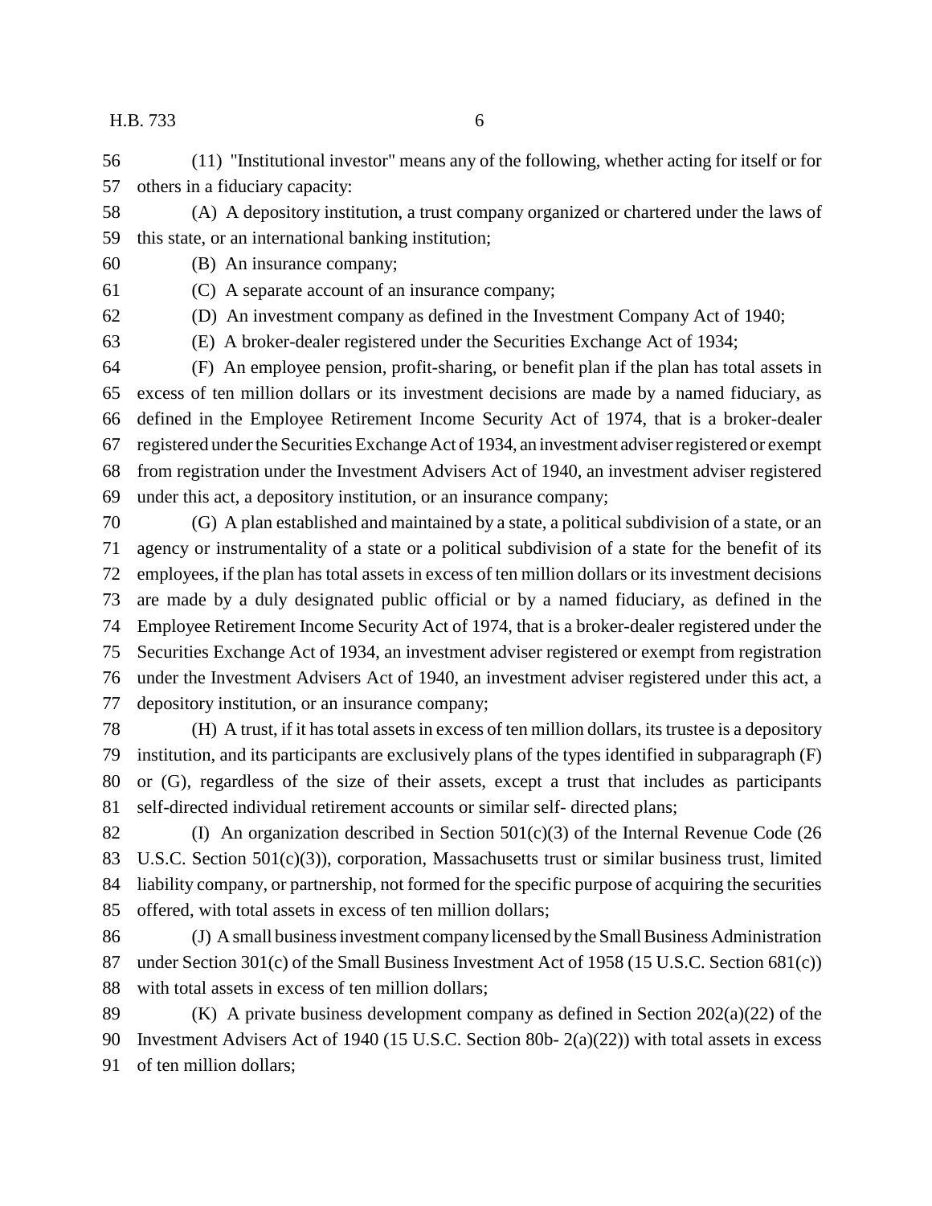(11) "Institutional investor" means any of the following, whether acting for itself or for others in a fiduciary capacity:

(A) A depository institution, a trust company organized or chartered under the laws of this state, or an international banking institution;

(B) An insurance company;

(C) A separate account of an insurance company;

(D) An investment company as defined in the Investment Company Act of 1940;

(E) A broker-dealer registered under the Securities Exchange Act of 1934;

(F) An employee pension, profit-sharing, or benefit plan if the plan has total assets in excess of ten million dollars or its investment decisions are made by a named fiduciary, as defined in the Employee Retirement Income Security Act of 1974, that is a broker-dealer registered under the Securities Exchange Act of 1934, an investment adviser registered or exempt from registration under the Investment Advisers Act of 1940, an investment adviser registered under this act, a depository institution, or an insurance company;

(G) A plan established and maintained by a state, a political subdivision of a state, or an agency or instrumentality of a state or a political subdivision of a state for the benefit of its employees, if the plan has total assets in excess of ten million dollars or its investment decisions are made by a duly designated public official or by a named fiduciary, as defined in the Employee Retirement Income Security Act of 1974, that is a broker-dealer registered under the Securities Exchange Act of 1934, an investment adviser registered or exempt from registration under the Investment Advisers Act of 1940, an investment adviser registered under this act, a depository institution, or an insurance company;

(H) A trust, if it has total assets in excess of ten million dollars, its trustee is a depository institution, and its participants are exclusively plans of the types identified in subparagraph (F) or (G), regardless of the size of their assets, except a trust that includes as participants self-directed individual retirement accounts or similar self- directed plans;

(I) An organization described in Section 501(c)(3) of the Internal Revenue Code (26 U.S.C. Section 501(c)(3)), corporation, Massachusetts trust or similar business trust, limited liability company, or partnership, not formed for the specific purpose of acquiring the securities offered, with total assets in excess of ten million dollars;

(J) A small business investment company licensed by the Small Business Administration under Section 301(c) of the Small Business Investment Act of 1958 (15 U.S.C. Section 681(c)) with total assets in excess of ten million dollars;

(K) A private business development company as defined in Section 202(a)(22) of the Investment Advisers Act of 1940 (15 U.S.C. Section 80b- 2(a)(22)) with total assets in excess of ten million dollars;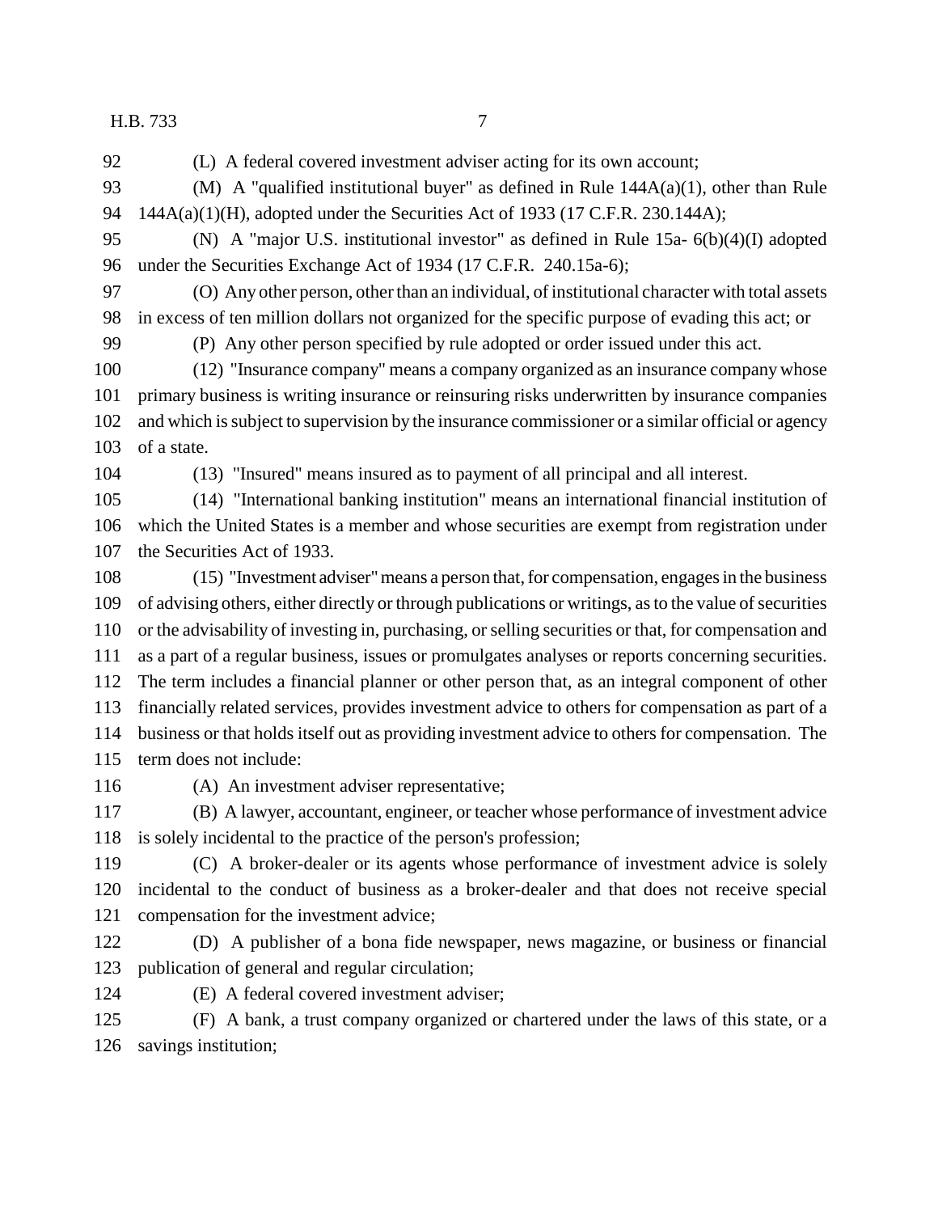(L) A federal covered investment adviser acting for its own account;

(M) A "qualified institutional buyer" as defined in Rule 144A(a)(1), other than Rule 144A(a)(1)(H), adopted under the Securities Act of 1933 (17 C.F.R. 230.144A);

(N) A "major U.S. institutional investor" as defined in Rule 15a- 6(b)(4)(I) adopted under the Securities Exchange Act of 1934 (17 C.F.R. 240.15a-6);

(O) Any other person, other than an individual, of institutional character with total assets in excess of ten million dollars not organized for the specific purpose of evading this act; or

(P) Any other person specified by rule adopted or order issued under this act.

(12) "Insurance company" means a company organized as an insurance company whose primary business is writing insurance or reinsuring risks underwritten by insurance companies and which is subject to supervision by the insurance commissioner or a similar official or agency of a state.

(13) "Insured" means insured as to payment of all principal and all interest.

(14) "International banking institution" means an international financial institution of which the United States is a member and whose securities are exempt from registration under the Securities Act of 1933.

(15) "Investment adviser" means a person that, for compensation, engages in the business of advising others, either directly or through publications or writings, as to the value of securities or the advisability of investing in, purchasing, or selling securities or that, for compensation and as a part of a regular business, issues or promulgates analyses or reports concerning securities. The term includes a financial planner or other person that, as an integral component of other financially related services, provides investment advice to others for compensation as part of a business or that holds itself out as providing investment advice to others for compensation. The term does not include:

(A) An investment adviser representative;

(B) A lawyer, accountant, engineer, or teacher whose performance of investment advice is solely incidental to the practice of the person's profession;

(C) A broker-dealer or its agents whose performance of investment advice is solely incidental to the conduct of business as a broker-dealer and that does not receive special compensation for the investment advice;

(D) A publisher of a bona fide newspaper, news magazine, or business or financial publication of general and regular circulation;

(E) A federal covered investment adviser;

(F) A bank, a trust company organized or chartered under the laws of this state, or a savings institution;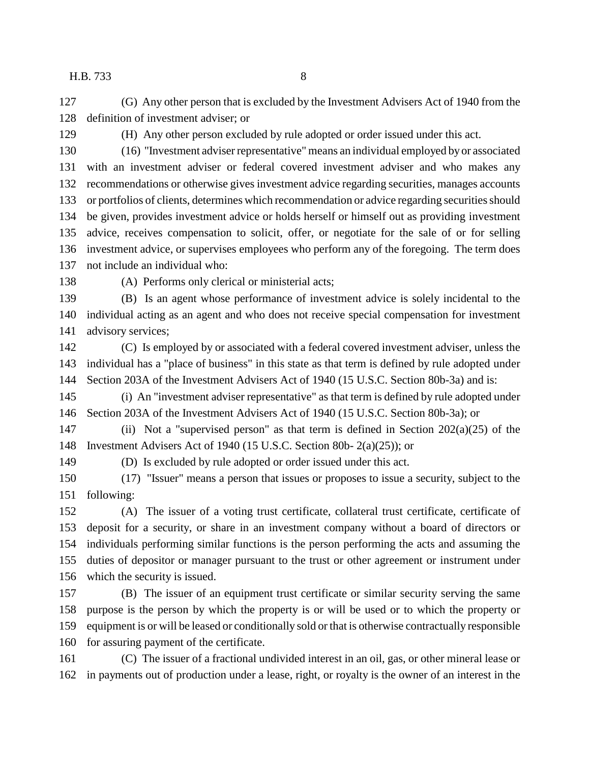(G) Any other person that is excluded by the Investment Advisers Act of 1940 from the definition of investment adviser; or

(H) Any other person excluded by rule adopted or order issued under this act.

(16) "Investment adviser representative" means an individual employed by or associated with an investment adviser or federal covered investment adviser and who makes any recommendations or otherwise gives investment advice regarding securities, manages accounts or portfolios of clients, determines which recommendation or advice regarding securities should be given, provides investment advice or holds herself or himself out as providing investment advice, receives compensation to solicit, offer, or negotiate for the sale of or for selling investment advice, or supervises employees who perform any of the foregoing. The term does not include an individual who:

(A) Performs only clerical or ministerial acts;

(B) Is an agent whose performance of investment advice is solely incidental to the individual acting as an agent and who does not receive special compensation for investment advisory services;

(C) Is employed by or associated with a federal covered investment adviser, unless the individual has a "place of business" in this state as that term is defined by rule adopted under Section 203A of the Investment Advisers Act of 1940 (15 U.S.C. Section 80b-3a) and is:

(i) An "investment adviser representative" as that term is defined by rule adopted under Section 203A of the Investment Advisers Act of 1940 (15 U.S.C. Section 80b-3a); or

(ii) Not a "supervised person" as that term is defined in Section 202(a)(25) of the Investment Advisers Act of 1940 (15 U.S.C. Section 80b- 2(a)(25)); or

(D) Is excluded by rule adopted or order issued under this act.

(17) "Issuer" means a person that issues or proposes to issue a security, subject to the following:

(A) The issuer of a voting trust certificate, collateral trust certificate, certificate of deposit for a security, or share in an investment company without a board of directors or individuals performing similar functions is the person performing the acts and assuming the duties of depositor or manager pursuant to the trust or other agreement or instrument under which the security is issued.

(B) The issuer of an equipment trust certificate or similar security serving the same purpose is the person by which the property is or will be used or to which the property or equipment is or will be leased or conditionally sold or that is otherwise contractually responsible for assuring payment of the certificate.

(C) The issuer of a fractional undivided interest in an oil, gas, or other mineral lease or in payments out of production under a lease, right, or royalty is the owner of an interest in the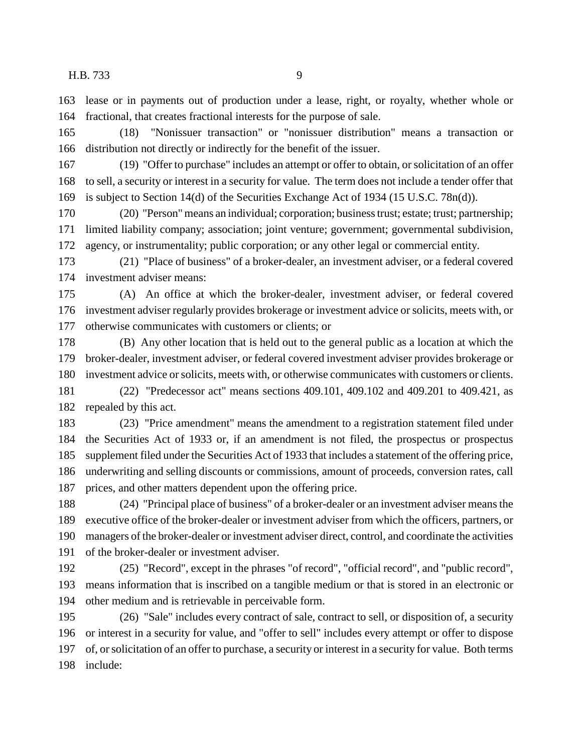lease or in payments out of production under a lease, right, or royalty, whether whole or fractional, that creates fractional interests for the purpose of sale.

(18) "Nonissuer transaction" or "nonissuer distribution" means a transaction or distribution not directly or indirectly for the benefit of the issuer.

(19) "Offer to purchase" includes an attempt or offer to obtain, or solicitation of an offer to sell, a security or interest in a security for value. The term does not include a tender offer that is subject to Section 14(d) of the Securities Exchange Act of 1934 (15 U.S.C. 78n(d)).

(20) "Person" means an individual; corporation; business trust; estate; trust; partnership; limited liability company; association; joint venture; government; governmental subdivision, agency, or instrumentality; public corporation; or any other legal or commercial entity.

(21) "Place of business" of a broker-dealer, an investment adviser, or a federal covered investment adviser means:

(A) An office at which the broker-dealer, investment adviser, or federal covered investment adviser regularly provides brokerage or investment advice or solicits, meets with, or otherwise communicates with customers or clients; or

(B) Any other location that is held out to the general public as a location at which the broker-dealer, investment adviser, or federal covered investment adviser provides brokerage or investment advice or solicits, meets with, or otherwise communicates with customers or clients.

(22) "Predecessor act" means sections 409.101, 409.102 and 409.201 to 409.421, as repealed by this act.

(23) "Price amendment" means the amendment to a registration statement filed under the Securities Act of 1933 or, if an amendment is not filed, the prospectus or prospectus supplement filed under the Securities Act of 1933 that includes a statement of the offering price, underwriting and selling discounts or commissions, amount of proceeds, conversion rates, call prices, and other matters dependent upon the offering price.

(24) "Principal place of business" of a broker-dealer or an investment adviser means the executive office of the broker-dealer or investment adviser from which the officers, partners, or managers of the broker-dealer or investment adviser direct, control, and coordinate the activities of the broker-dealer or investment adviser.

(25) "Record", except in the phrases "of record", "official record", and "public record", means information that is inscribed on a tangible medium or that is stored in an electronic or other medium and is retrievable in perceivable form.

(26) "Sale" includes every contract of sale, contract to sell, or disposition of, a security or interest in a security for value, and "offer to sell" includes every attempt or offer to dispose of, or solicitation of an offer to purchase, a security or interest in a security for value. Both terms include: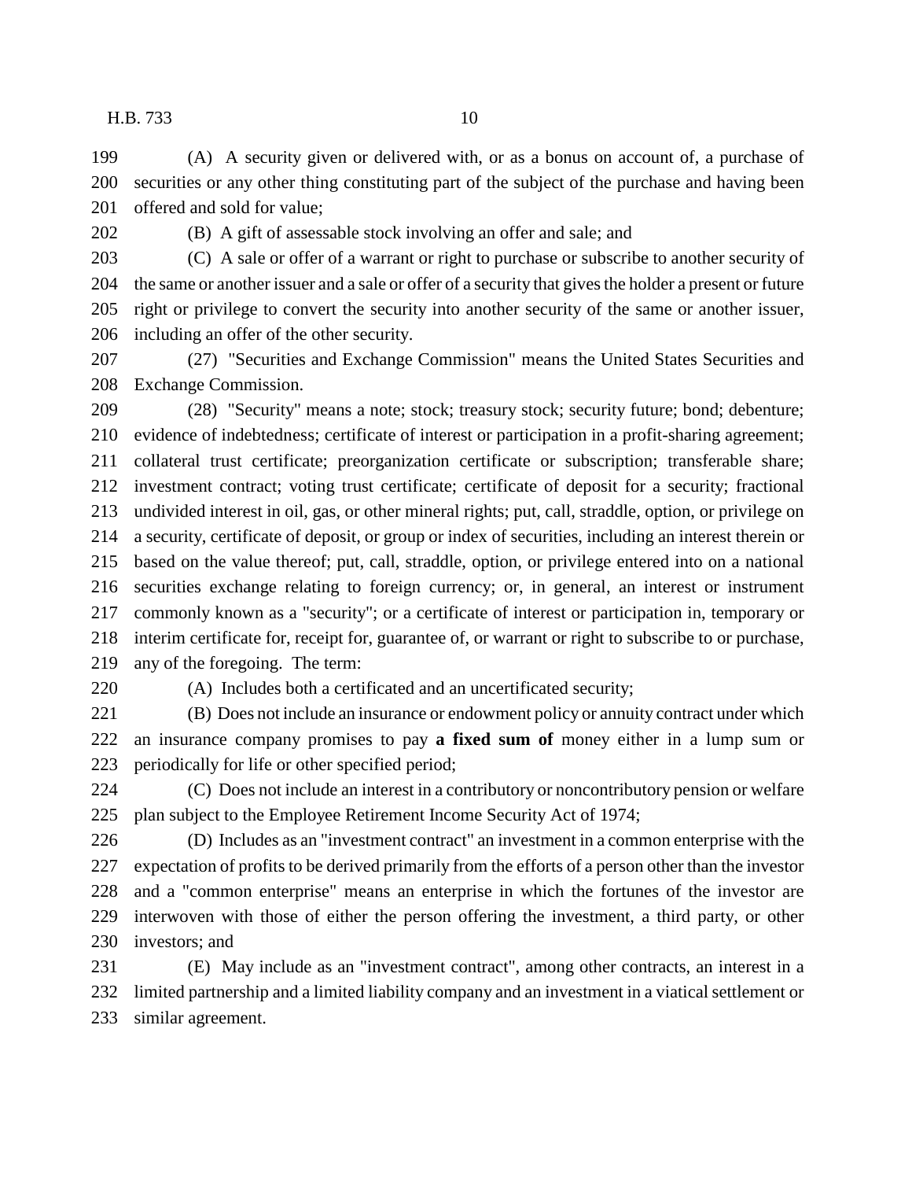(A) A security given or delivered with, or as a bonus on account of, a purchase of securities or any other thing constituting part of the subject of the purchase and having been offered and sold for value;

(B) A gift of assessable stock involving an offer and sale; and

(C) A sale or offer of a warrant or right to purchase or subscribe to another security of the same or another issuer and a sale or offer of a security that gives the holder a present or future right or privilege to convert the security into another security of the same or another issuer, including an offer of the other security.

(27) "Securities and Exchange Commission" means the United States Securities and Exchange Commission.

(28) "Security" means a note; stock; treasury stock; security future; bond; debenture; evidence of indebtedness; certificate of interest or participation in a profit-sharing agreement; collateral trust certificate; preorganization certificate or subscription; transferable share; investment contract; voting trust certificate; certificate of deposit for a security; fractional undivided interest in oil, gas, or other mineral rights; put, call, straddle, option, or privilege on a security, certificate of deposit, or group or index of securities, including an interest therein or based on the value thereof; put, call, straddle, option, or privilege entered into on a national securities exchange relating to foreign currency; or, in general, an interest or instrument commonly known as a "security"; or a certificate of interest or participation in, temporary or interim certificate for, receipt for, guarantee of, or warrant or right to subscribe to or purchase, any of the foregoing. The term:

(A) Includes both a certificated and an uncertificated security;

(B) Does not include an insurance or endowment policy or annuity contract under which an insurance company promises to pay **a fixed sum of** money either in a lump sum or periodically for life or other specified period;

(C) Does not include an interest in a contributory or noncontributory pension or welfare plan subject to the Employee Retirement Income Security Act of 1974;

(D) Includes as an "investment contract" an investment in a common enterprise with the expectation of profits to be derived primarily from the efforts of a person other than the investor and a "common enterprise" means an enterprise in which the fortunes of the investor are interwoven with those of either the person offering the investment, a third party, or other investors; and

(E) May include as an "investment contract", among other contracts, an interest in a limited partnership and a limited liability company and an investment in a viatical settlement or similar agreement.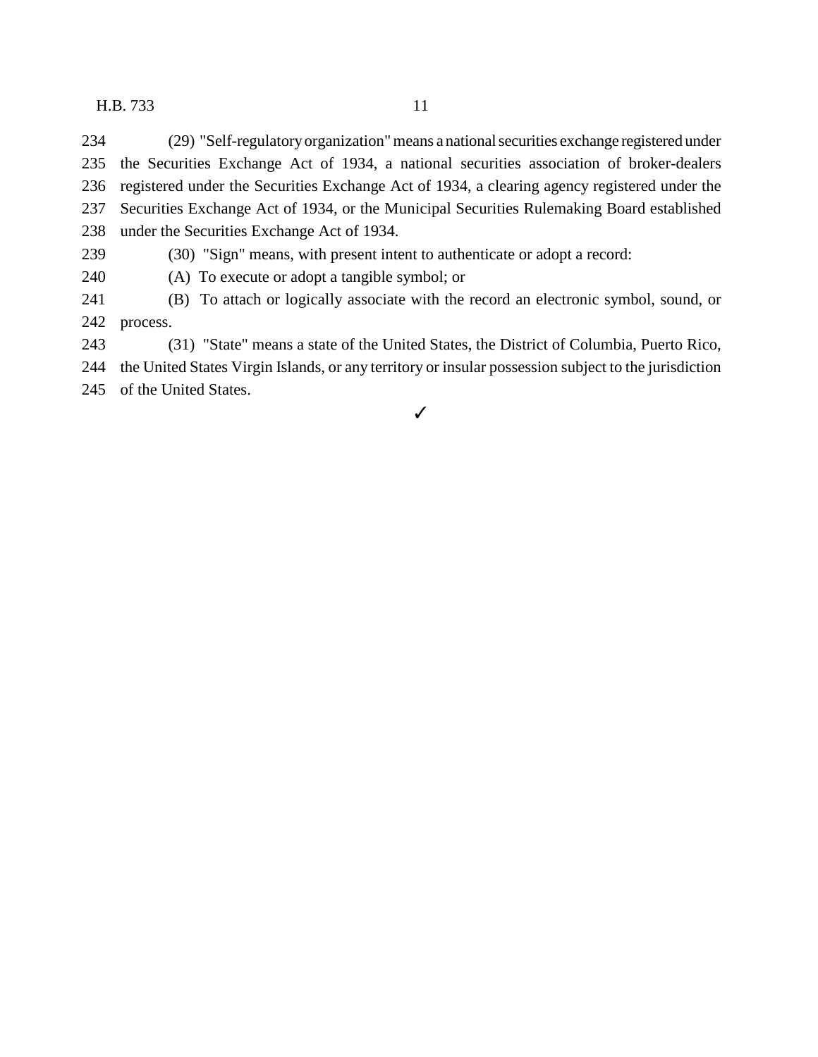(29) "Self-regulatory organization" means a national securities exchange registered under the Securities Exchange Act of 1934, a national securities association of broker-dealers registered under the Securities Exchange Act of 1934, a clearing agency registered under the Securities Exchange Act of 1934, or the Municipal Securities Rulemaking Board established under the Securities Exchange Act of 1934.

(30) "Sign" means, with present intent to authenticate or adopt a record:

(A) To execute or adopt a tangible symbol; or

(B) To attach or logically associate with the record an electronic symbol, sound, or process.

(31) "State" means a state of the United States, the District of Columbia, Puerto Rico, the United States Virgin Islands, or any territory or insular possession subject to the jurisdiction of the United States.

✓